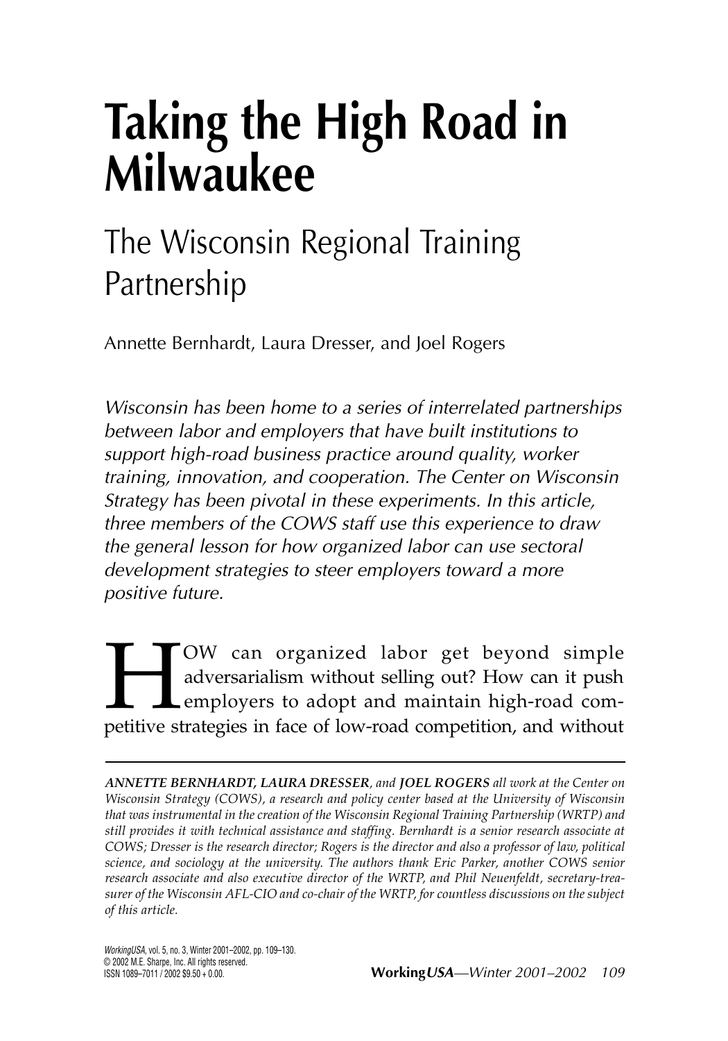# Taking the High Road in Milwaukee

## The Wisconsin Regional Training Partnership

Annette Bernhardt, Laura Dresser, and Joel Rogers

*Wisconsin has been home to a series of interrelated partnerships between labor and employers that have built institutions to support high-road business practice around quality, worker training, innovation, and cooperation. The Center on Wisconsin Strategy has been pivotal in these experiments. In this article, three members of the COWS staff use this experience to draw the general lesson for how organized labor can use sectoral development strategies to steer employers toward a more positive future.*

HOW can organized labor get beyond simple adversarialism without selling out? How can it push employers to adopt and maintain high-road competitive strategies in face of low-road competition, and without

---

***ANNETTE BERNHARDT, LAURA DRESSER**, and **JOEL ROGERS** all work at the Center on Wisconsin Strategy (COWS), a research and policy center based at the University of Wisconsin that was instrumental in the creation of the Wisconsin Regional Training Partnership (WRTP) and still provides it with technical assistance and staffing. Bernhardt is a senior research associate at COWS; Dresser is the research director; Rogers is the director and also a professor of law, political science, and sociology at the university. The authors thank Eric Parker, another COWS senior research associate and also executive director of the WRTP, and Phil Neuenfeldt, secretary-treasurer of the Wisconsin AFL-CIO and co-chair of the WRTP, for countless discussions on the subject of this article.*

*WorkingUSA*, vol. 5, no. 3, Winter 2001–2002, pp. 109–130.
© 2002 M.E. Sharpe, Inc. All rights reserved.
ISSN 1089–7011 / 2002 $9.50 + 0.00.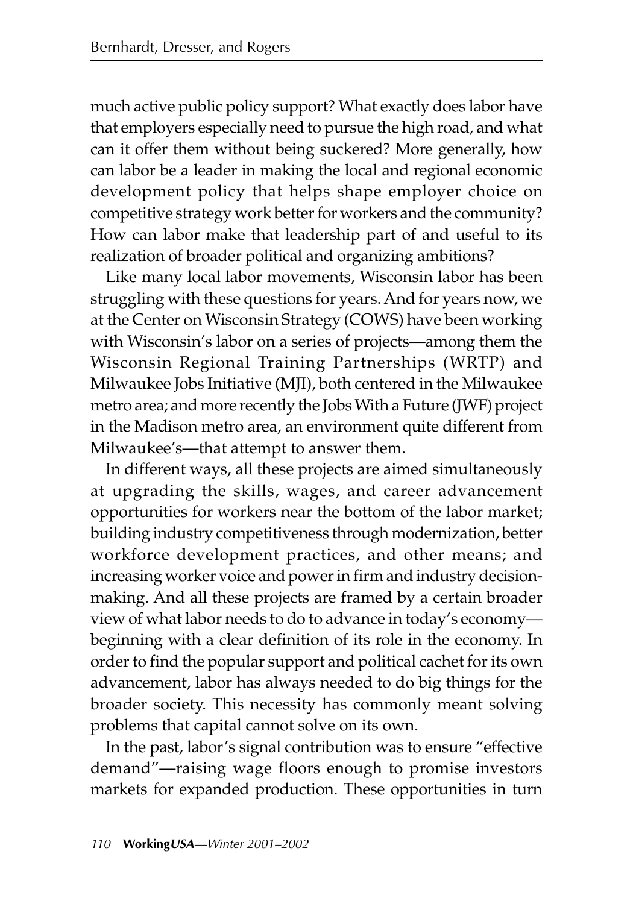much active public policy support? What exactly does labor have that employers especially need to pursue the high road, and what can it offer them without being suckered? More generally, how can labor be a leader in making the local and regional economic development policy that helps shape employer choice on competitive strategy work better for workers and the community? How can labor make that leadership part of and useful to its realization of broader political and organizing ambitions?

Like many local labor movements, Wisconsin labor has been struggling with these questions for years. And for years now, we at the Center on Wisconsin Strategy (COWS) have been working with Wisconsin's labor on a series of projects—among them the Wisconsin Regional Training Partnerships (WRTP) and Milwaukee Jobs Initiative (MJI), both centered in the Milwaukee metro area; and more recently the Jobs With a Future (JWF) project in the Madison metro area, an environment quite different from Milwaukee's—that attempt to answer them.

In different ways, all these projects are aimed simultaneously at upgrading the skills, wages, and career advancement opportunities for workers near the bottom of the labor market; building industry competitiveness through modernization, better workforce development practices, and other means; and increasing worker voice and power in firm and industry decision-making. And all these projects are framed by a certain broader view of what labor needs to do to advance in today's economy—beginning with a clear definition of its role in the economy. In order to find the popular support and political cachet for its own advancement, labor has always needed to do big things for the broader society. This necessity has commonly meant solving problems that capital cannot solve on its own.

In the past, labor's signal contribution was to ensure "effective demand"—raising wage floors enough to promise investors markets for expanded production. These opportunities in turn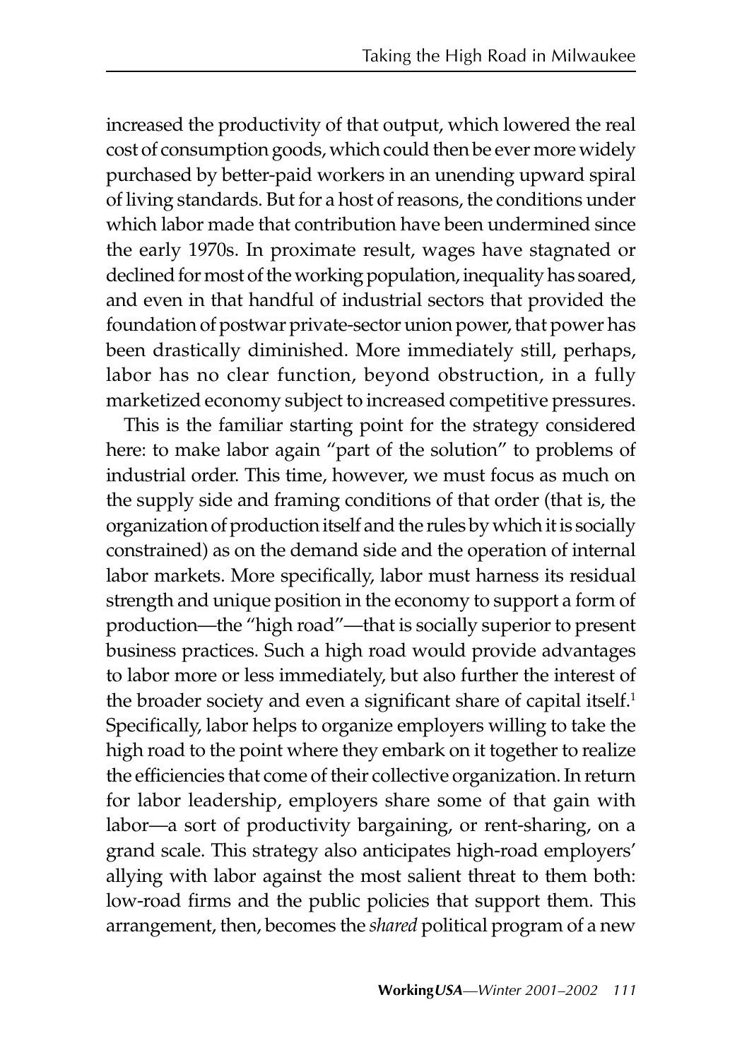increased the productivity of that output, which lowered the real cost of consumption goods, which could then be ever more widely purchased by better-paid workers in an unending upward spiral of living standards. But for a host of reasons, the conditions under which labor made that contribution have been undermined since the early 1970s. In proximate result, wages have stagnated or declined for most of the working population, inequality has soared, and even in that handful of industrial sectors that provided the foundation of postwar private-sector union power, that power has been drastically diminished. More immediately still, perhaps, labor has no clear function, beyond obstruction, in a fully marketized economy subject to increased competitive pressures.

This is the familiar starting point for the strategy considered here: to make labor again "part of the solution" to problems of industrial order. This time, however, we must focus as much on the supply side and framing conditions of that order (that is, the organization of production itself and the rules by which it is socially constrained) as on the demand side and the operation of internal labor markets. More specifically, labor must harness its residual strength and unique position in the economy to support a form of production—the "high road"—that is socially superior to present business practices. Such a high road would provide advantages to labor more or less immediately, but also further the interest of the broader society and even a significant share of capital itself.[1] Specifically, labor helps to organize employers willing to take the high road to the point where they embark on it together to realize the efficiencies that come of their collective organization. In return for labor leadership, employers share some of that gain with labor—a sort of productivity bargaining, or rent-sharing, on a grand scale. This strategy also anticipates high-road employers' allying with labor against the most salient threat to them both: low-road firms and the public policies that support them. This arrangement, then, becomes the *shared* political program of a new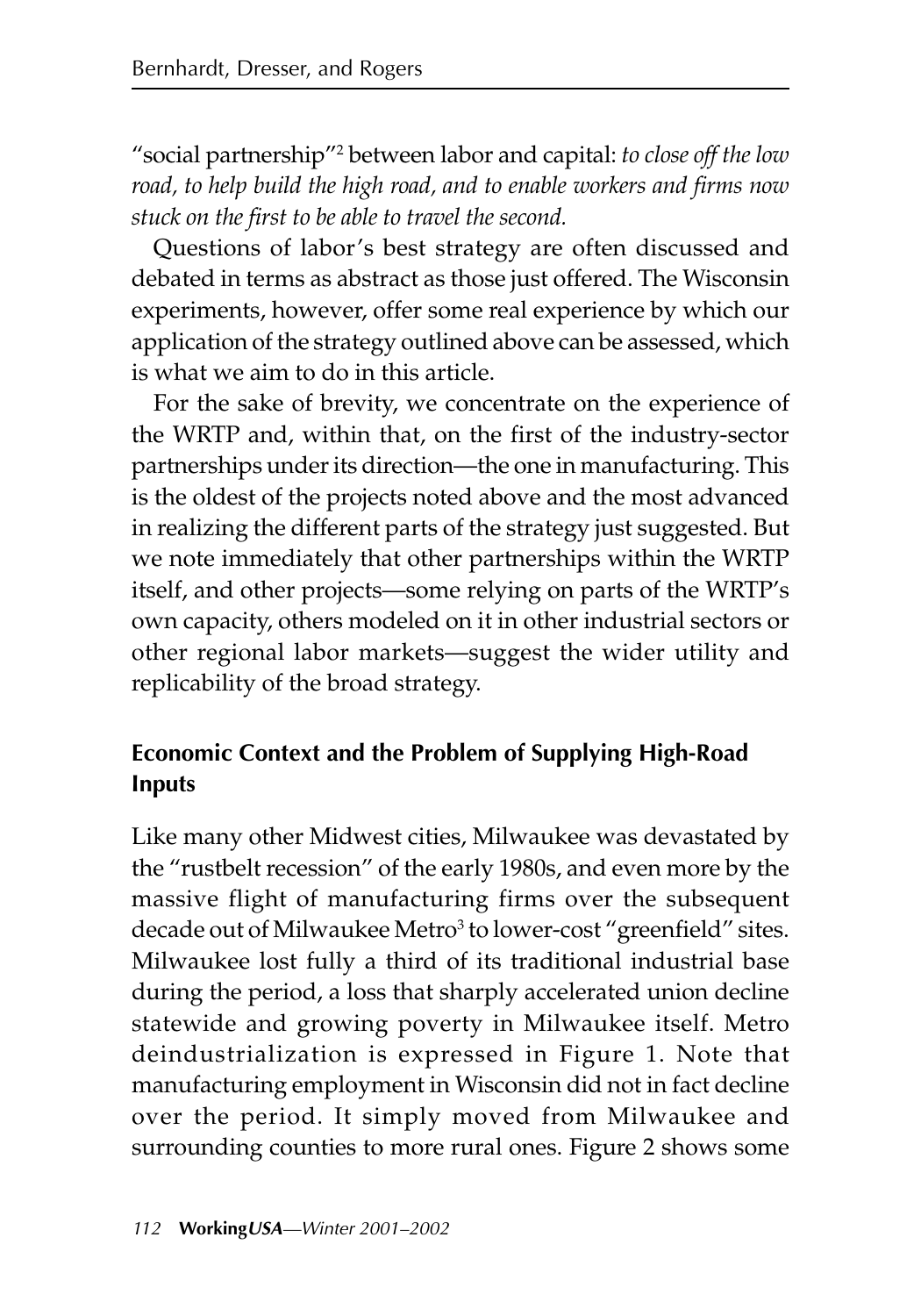"social partnership"[2] between labor and capital: *to close off the low road, to help build the high road, and to enable workers and firms now stuck on the first to be able to travel the second.*

Questions of labor's best strategy are often discussed and debated in terms as abstract as those just offered. The Wisconsin experiments, however, offer some real experience by which our application of the strategy outlined above can be assessed, which is what we aim to do in this article.

For the sake of brevity, we concentrate on the experience of the WRTP and, within that, on the first of the industry-sector partnerships under its direction—the one in manufacturing. This is the oldest of the projects noted above and the most advanced in realizing the different parts of the strategy just suggested. But we note immediately that other partnerships within the WRTP itself, and other projects—some relying on parts of the WRTP's own capacity, others modeled on it in other industrial sectors or other regional labor markets—suggest the wider utility and replicability of the broad strategy.

## Economic Context and the Problem of Supplying High-Road Inputs

Like many other Midwest cities, Milwaukee was devastated by the "rustbelt recession" of the early 1980s, and even more by the massive flight of manufacturing firms over the subsequent decade out of Milwaukee Metro[3] to lower-cost "greenfield" sites. Milwaukee lost fully a third of its traditional industrial base during the period, a loss that sharply accelerated union decline statewide and growing poverty in Milwaukee itself. Metro deindustrialization is expressed in Figure 1. Note that manufacturing employment in Wisconsin did not in fact decline over the period. It simply moved from Milwaukee and surrounding counties to more rural ones. Figure 2 shows some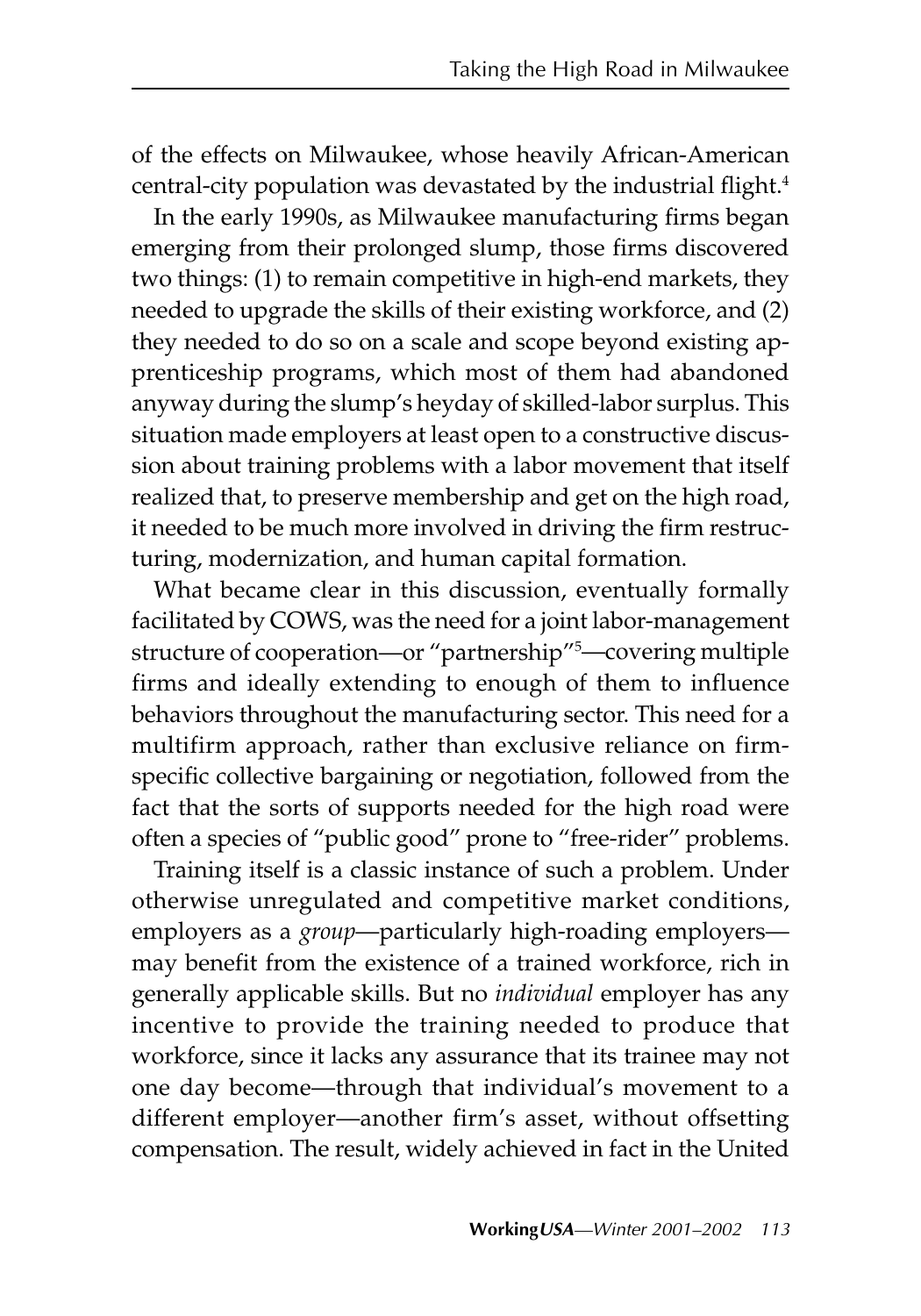of the effects on Milwaukee, whose heavily African-American central-city population was devastated by the industrial flight.[4]

In the early 1990s, as Milwaukee manufacturing firms began emerging from their prolonged slump, those firms discovered two things: (1) to remain competitive in high-end markets, they needed to upgrade the skills of their existing workforce, and (2) they needed to do so on a scale and scope beyond existing apprenticeship programs, which most of them had abandoned anyway during the slump's heyday of skilled-labor surplus. This situation made employers at least open to a constructive discussion about training problems with a labor movement that itself realized that, to preserve membership and get on the high road, it needed to be much more involved in driving the firm restructuring, modernization, and human capital formation.

What became clear in this discussion, eventually formally facilitated by COWS, was the need for a joint labor-management structure of cooperation—or "partnership"[5]—covering multiple firms and ideally extending to enough of them to influence behaviors throughout the manufacturing sector. This need for a multifirm approach, rather than exclusive reliance on firm-specific collective bargaining or negotiation, followed from the fact that the sorts of supports needed for the high road were often a species of "public good" prone to "free-rider" problems.

Training itself is a classic instance of such a problem. Under otherwise unregulated and competitive market conditions, employers as a *group*—particularly high-roading employers—may benefit from the existence of a trained workforce, rich in generally applicable skills. But no *individual* employer has any incentive to provide the training needed to produce that workforce, since it lacks any assurance that its trainee may not one day become—through that individual's movement to a different employer—another firm's asset, without offsetting compensation. The result, widely achieved in fact in the United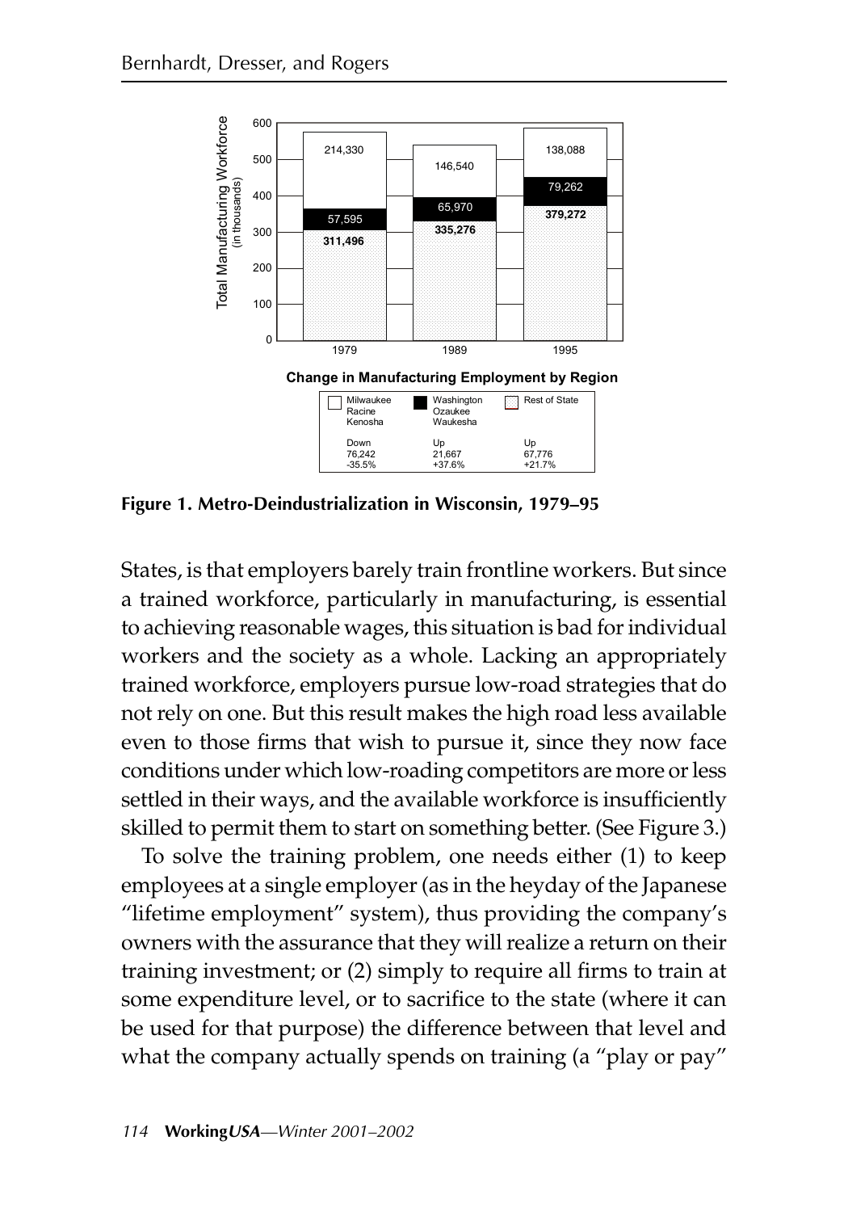| | 1979 | 1989 | 1995 |
|---|---|---|---|
| Milwaukee, Racine, Kenosha | 214,330 | 146,540 | 138,088 |
| Washington, Ozaukee, Waukesha | 57,595 | 65,970 | 79,262 |
| Rest of State | **311,496** | **335,276** | **379,272** |

**Change in Manufacturing Employment by Region**

| Milwaukee, Racine, Kenosha | Washington, Ozaukee, Waukesha | Rest of State |
|---|---|---|
| Down 76,242 -35.5% | Up 21,667 +37.6% | Up 67,776 +21.7% |

Total Manufacturing Workforce (in thousands)

**Figure 1. Metro-Deindustrialization in Wisconsin, 1979–95**

States, is that employers barely train frontline workers. But since a trained workforce, particularly in manufacturing, is essential to achieving reasonable wages, this situation is bad for individual workers and the society as a whole. Lacking an appropriately trained workforce, employers pursue low-road strategies that do not rely on one. But this result makes the high road less available even to those firms that wish to pursue it, since they now face conditions under which low-roading competitors are more or less settled in their ways, and the available workforce is insufficiently skilled to permit them to start on something better. (See Figure 3.)

To solve the training problem, one needs either (1) to keep employees at a single employer (as in the heyday of the Japanese "lifetime employment" system), thus providing the company's owners with the assurance that they will realize a return on their training investment; or (2) simply to require all firms to train at some expenditure level, or to sacrifice to the state (where it can be used for that purpose) the difference between that level and what the company actually spends on training (a "play or pay"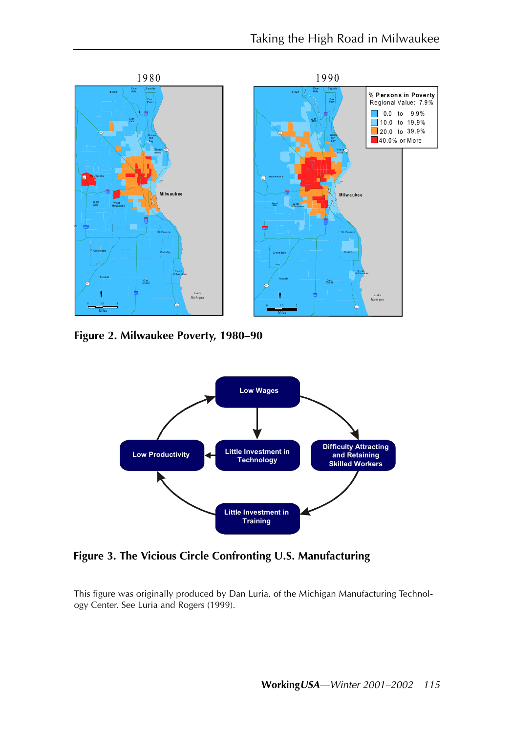**Figure 2. Milwaukee Poverty, 1980–90**

**Figure 3. The Vicious Circle Confronting U.S. Manufacturing**

This figure was originally produced by Dan Luria, of the Michigan Manufacturing Technology Center. See Luria and Rogers (1999).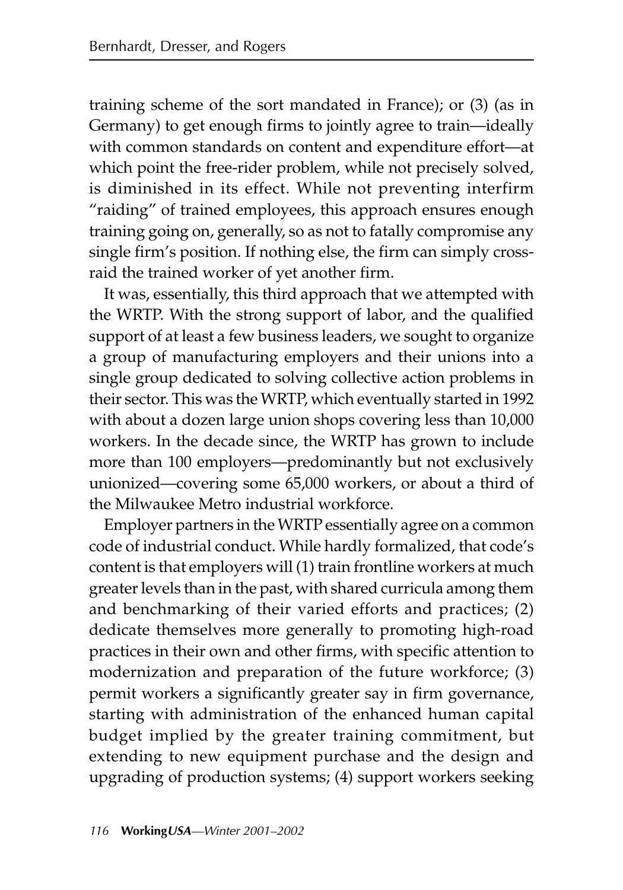training scheme of the sort mandated in France); or (3) (as in Germany) to get enough firms to jointly agree to train—ideally with common standards on content and expenditure effort—at which point the free-rider problem, while not precisely solved, is diminished in its effect. While not preventing interfirm "raiding" of trained employees, this approach ensures enough training going on, generally, so as not to fatally compromise any single firm's position. If nothing else, the firm can simply cross-raid the trained worker of yet another firm.

It was, essentially, this third approach that we attempted with the WRTP. With the strong support of labor, and the qualified support of at least a few business leaders, we sought to organize a group of manufacturing employers and their unions into a single group dedicated to solving collective action problems in their sector. This was the WRTP, which eventually started in 1992 with about a dozen large union shops covering less than 10,000 workers. In the decade since, the WRTP has grown to include more than 100 employers—predominantly but not exclusively unionized—covering some 65,000 workers, or about a third of the Milwaukee Metro industrial workforce.

Employer partners in the WRTP essentially agree on a common code of industrial conduct. While hardly formalized, that code's content is that employers will (1) train frontline workers at much greater levels than in the past, with shared curricula among them and benchmarking of their varied efforts and practices; (2) dedicate themselves more generally to promoting high-road practices in their own and other firms, with specific attention to modernization and preparation of the future workforce; (3) permit workers a significantly greater say in firm governance, starting with administration of the enhanced human capital budget implied by the greater training commitment, but extending to new equipment purchase and the design and upgrading of production systems; (4) support workers seeking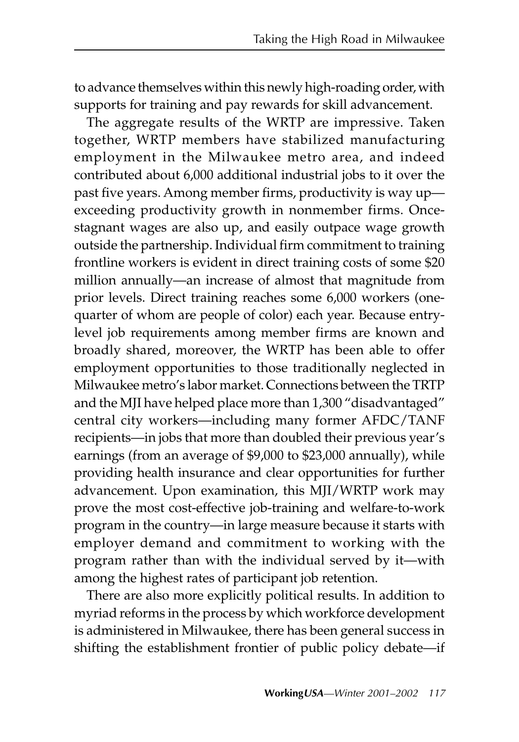to advance themselves within this newly high-roading order, with supports for training and pay rewards for skill advancement.

The aggregate results of the WRTP are impressive. Taken together, WRTP members have stabilized manufacturing employment in the Milwaukee metro area, and indeed contributed about 6,000 additional industrial jobs to it over the past five years. Among member firms, productivity is way up—exceeding productivity growth in nonmember firms. Once-stagnant wages are also up, and easily outpace wage growth outside the partnership. Individual firm commitment to training frontline workers is evident in direct training costs of some $20 million annually—an increase of almost that magnitude from prior levels. Direct training reaches some 6,000 workers (one-quarter of whom are people of color) each year. Because entry-level job requirements among member firms are known and broadly shared, moreover, the WRTP has been able to offer employment opportunities to those traditionally neglected in Milwaukee metro's labor market. Connections between the TRTP and the MJI have helped place more than 1,300 "disadvantaged" central city workers—including many former AFDC/TANF recipients—in jobs that more than doubled their previous year's earnings (from an average of $9,000 to $23,000 annually), while providing health insurance and clear opportunities for further advancement. Upon examination, this MJI/WRTP work may prove the most cost-effective job-training and welfare-to-work program in the country—in large measure because it starts with employer demand and commitment to working with the program rather than with the individual served by it—with among the highest rates of participant job retention.

There are also more explicitly political results. In addition to myriad reforms in the process by which workforce development is administered in Milwaukee, there has been general success in shifting the establishment frontier of public policy debate—if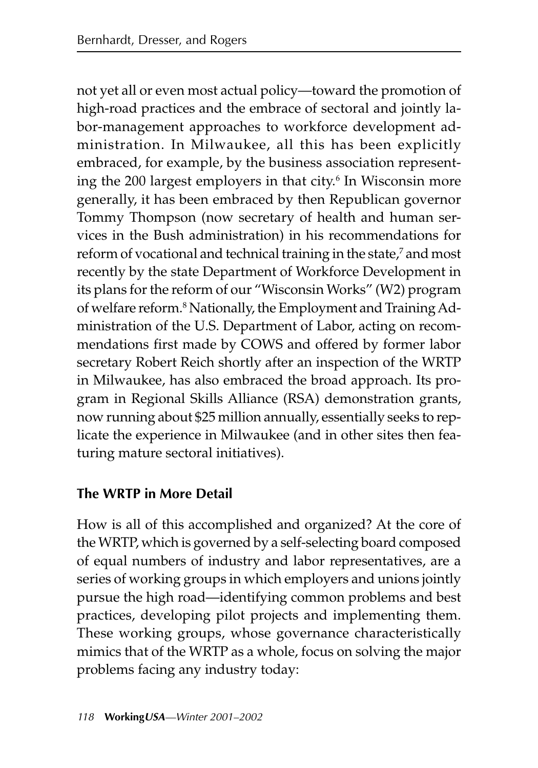not yet all or even most actual policy—toward the promotion of high-road practices and the embrace of sectoral and jointly labor-management approaches to workforce development administration. In Milwaukee, all this has been explicitly embraced, for example, by the business association representing the 200 largest employers in that city.[6] In Wisconsin more generally, it has been embraced by then Republican governor Tommy Thompson (now secretary of health and human services in the Bush administration) in his recommendations for reform of vocational and technical training in the state,[7] and most recently by the state Department of Workforce Development in its plans for the reform of our "Wisconsin Works" (W2) program of welfare reform.[8] Nationally, the Employment and Training Administration of the U.S. Department of Labor, acting on recommendations first made by COWS and offered by former labor secretary Robert Reich shortly after an inspection of the WRTP in Milwaukee, has also embraced the broad approach. Its program in Regional Skills Alliance (RSA) demonstration grants, now running about $25 million annually, essentially seeks to replicate the experience in Milwaukee (and in other sites then featuring mature sectoral initiatives).

## The WRTP in More Detail

How is all of this accomplished and organized? At the core of the WRTP, which is governed by a self-selecting board composed of equal numbers of industry and labor representatives, are a series of working groups in which employers and unions jointly pursue the high road—identifying common problems and best practices, developing pilot projects and implementing them. These working groups, whose governance characteristically mimics that of the WRTP as a whole, focus on solving the major problems facing any industry today: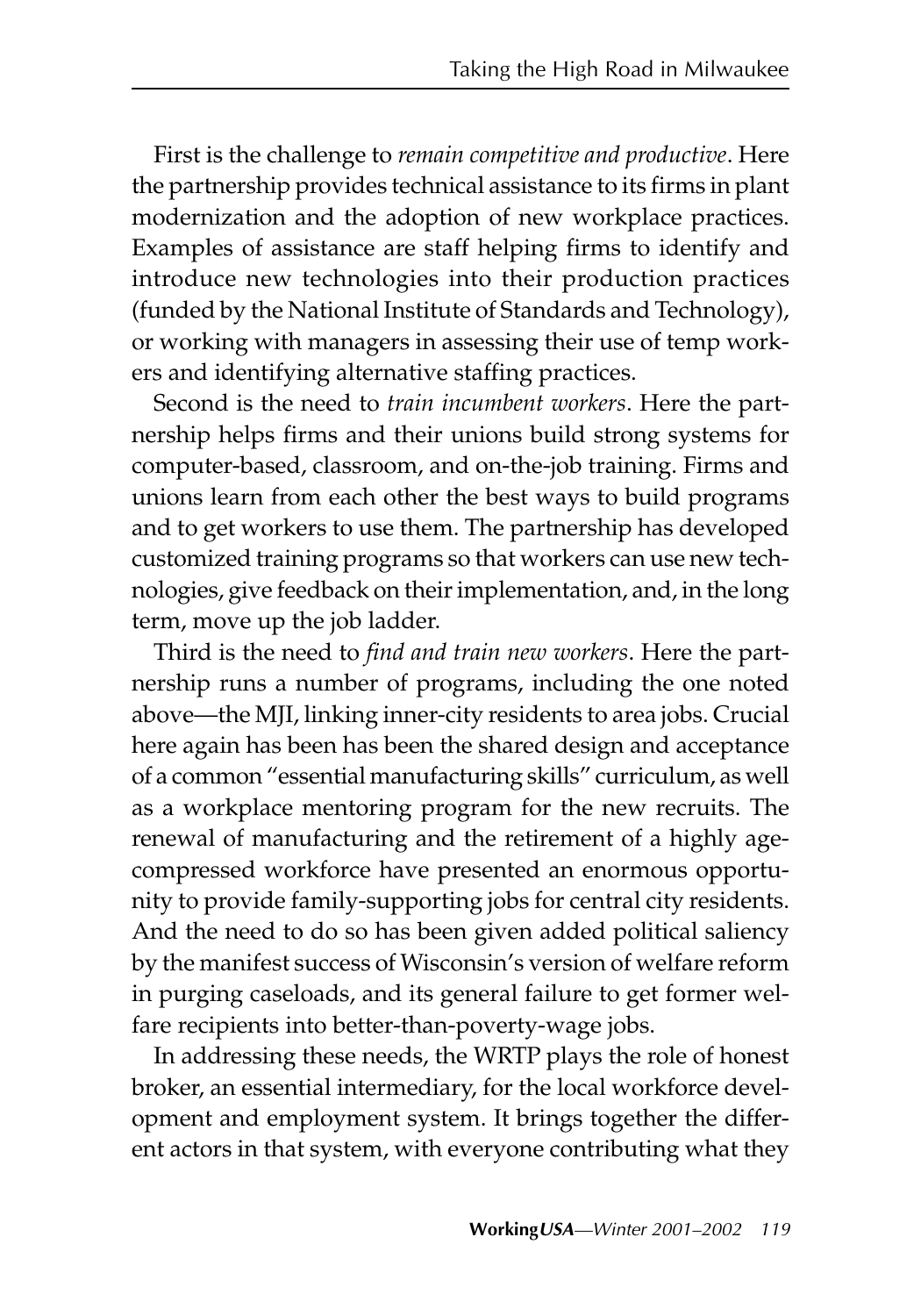First is the challenge to *remain competitive and productive*. Here the partnership provides technical assistance to its firms in plant modernization and the adoption of new workplace practices. Examples of assistance are staff helping firms to identify and introduce new technologies into their production practices (funded by the National Institute of Standards and Technology), or working with managers in assessing their use of temp workers and identifying alternative staffing practices.

Second is the need to *train incumbent workers*. Here the partnership helps firms and their unions build strong systems for computer-based, classroom, and on-the-job training. Firms and unions learn from each other the best ways to build programs and to get workers to use them. The partnership has developed customized training programs so that workers can use new technologies, give feedback on their implementation, and, in the long term, move up the job ladder.

Third is the need to *find and train new workers*. Here the partnership runs a number of programs, including the one noted above—the MJI, linking inner-city residents to area jobs. Crucial here again has been has been the shared design and acceptance of a common "essential manufacturing skills" curriculum, as well as a workplace mentoring program for the new recruits. The renewal of manufacturing and the retirement of a highly age-compressed workforce have presented an enormous opportunity to provide family-supporting jobs for central city residents. And the need to do so has been given added political saliency by the manifest success of Wisconsin's version of welfare reform in purging caseloads, and its general failure to get former welfare recipients into better-than-poverty-wage jobs.

In addressing these needs, the WRTP plays the role of honest broker, an essential intermediary, for the local workforce development and employment system. It brings together the different actors in that system, with everyone contributing what they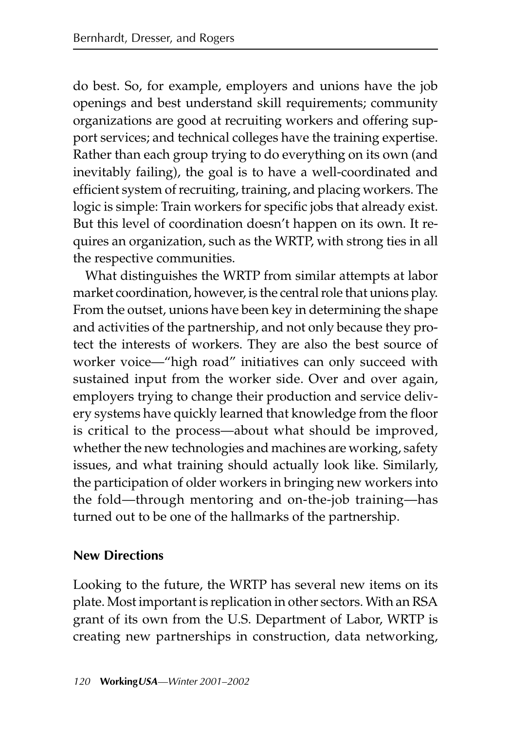do best. So, for example, employers and unions have the job openings and best understand skill requirements; community organizations are good at recruiting workers and offering support services; and technical colleges have the training expertise. Rather than each group trying to do everything on its own (and inevitably failing), the goal is to have a well-coordinated and efficient system of recruiting, training, and placing workers. The logic is simple: Train workers for specific jobs that already exist. But this level of coordination doesn't happen on its own. It requires an organization, such as the WRTP, with strong ties in all the respective communities.

What distinguishes the WRTP from similar attempts at labor market coordination, however, is the central role that unions play. From the outset, unions have been key in determining the shape and activities of the partnership, and not only because they protect the interests of workers. They are also the best source of worker voice—"high road" initiatives can only succeed with sustained input from the worker side. Over and over again, employers trying to change their production and service delivery systems have quickly learned that knowledge from the floor is critical to the process—about what should be improved, whether the new technologies and machines are working, safety issues, and what training should actually look like. Similarly, the participation of older workers in bringing new workers into the fold—through mentoring and on-the-job training—has turned out to be one of the hallmarks of the partnership.

## New Directions

Looking to the future, the WRTP has several new items on its plate. Most important is replication in other sectors. With an RSA grant of its own from the U.S. Department of Labor, WRTP is creating new partnerships in construction, data networking,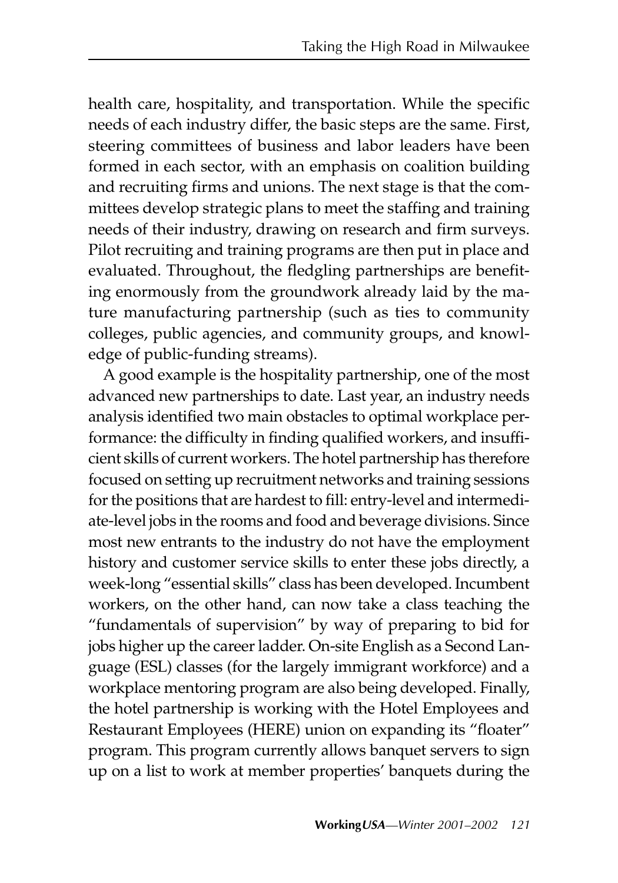health care, hospitality, and transportation. While the specific needs of each industry differ, the basic steps are the same. First, steering committees of business and labor leaders have been formed in each sector, with an emphasis on coalition building and recruiting firms and unions. The next stage is that the committees develop strategic plans to meet the staffing and training needs of their industry, drawing on research and firm surveys. Pilot recruiting and training programs are then put in place and evaluated. Throughout, the fledgling partnerships are benefiting enormously from the groundwork already laid by the mature manufacturing partnership (such as ties to community colleges, public agencies, and community groups, and knowledge of public-funding streams).

A good example is the hospitality partnership, one of the most advanced new partnerships to date. Last year, an industry needs analysis identified two main obstacles to optimal workplace performance: the difficulty in finding qualified workers, and insufficient skills of current workers. The hotel partnership has therefore focused on setting up recruitment networks and training sessions for the positions that are hardest to fill: entry-level and intermediate-level jobs in the rooms and food and beverage divisions. Since most new entrants to the industry do not have the employment history and customer service skills to enter these jobs directly, a week-long "essential skills" class has been developed. Incumbent workers, on the other hand, can now take a class teaching the "fundamentals of supervision" by way of preparing to bid for jobs higher up the career ladder. On-site English as a Second Language (ESL) classes (for the largely immigrant workforce) and a workplace mentoring program are also being developed. Finally, the hotel partnership is working with the Hotel Employees and Restaurant Employees (HERE) union on expanding its "floater" program. This program currently allows banquet servers to sign up on a list to work at member properties' banquets during the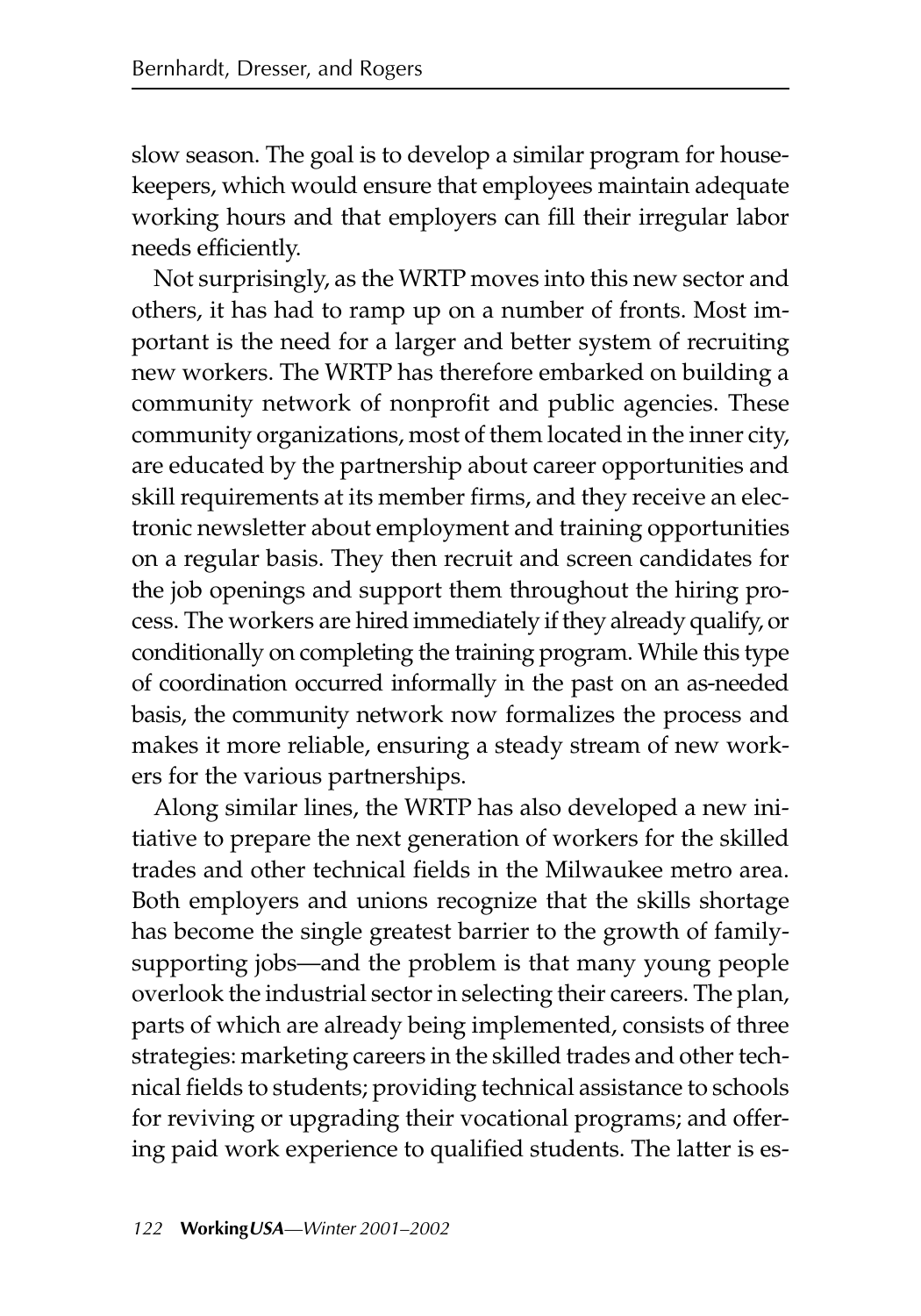slow season. The goal is to develop a similar program for housekeepers, which would ensure that employees maintain adequate working hours and that employers can fill their irregular labor needs efficiently.

Not surprisingly, as the WRTP moves into this new sector and others, it has had to ramp up on a number of fronts. Most important is the need for a larger and better system of recruiting new workers. The WRTP has therefore embarked on building a community network of nonprofit and public agencies. These community organizations, most of them located in the inner city, are educated by the partnership about career opportunities and skill requirements at its member firms, and they receive an electronic newsletter about employment and training opportunities on a regular basis. They then recruit and screen candidates for the job openings and support them throughout the hiring process. The workers are hired immediately if they already qualify, or conditionally on completing the training program. While this type of coordination occurred informally in the past on an as-needed basis, the community network now formalizes the process and makes it more reliable, ensuring a steady stream of new workers for the various partnerships.

Along similar lines, the WRTP has also developed a new initiative to prepare the next generation of workers for the skilled trades and other technical fields in the Milwaukee metro area. Both employers and unions recognize that the skills shortage has become the single greatest barrier to the growth of family-supporting jobs—and the problem is that many young people overlook the industrial sector in selecting their careers. The plan, parts of which are already being implemented, consists of three strategies: marketing careers in the skilled trades and other technical fields to students; providing technical assistance to schools for reviving or upgrading their vocational programs; and offering paid work experience to qualified students. The latter is es-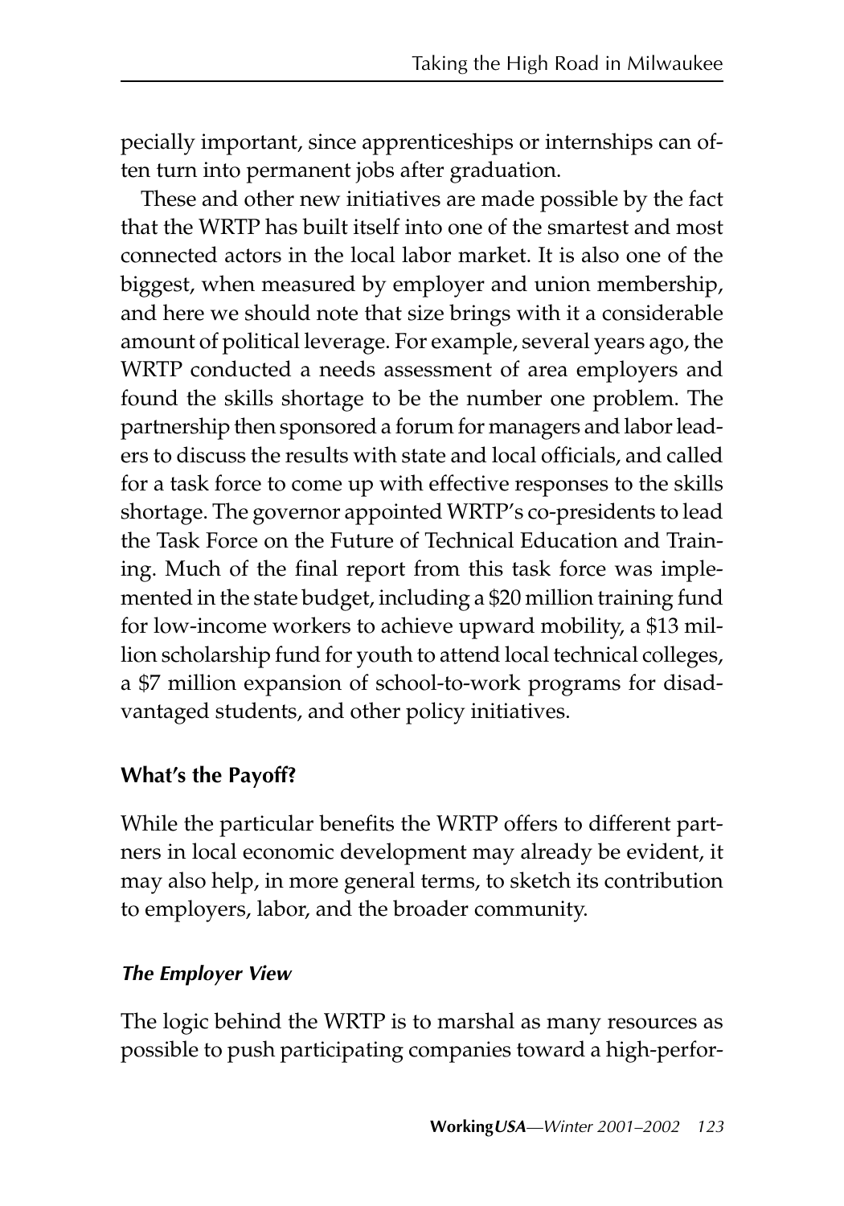pecially important, since apprenticeships or internships can often turn into permanent jobs after graduation.

These and other new initiatives are made possible by the fact that the WRTP has built itself into one of the smartest and most connected actors in the local labor market. It is also one of the biggest, when measured by employer and union membership, and here we should note that size brings with it a considerable amount of political leverage. For example, several years ago, the WRTP conducted a needs assessment of area employers and found the skills shortage to be the number one problem. The partnership then sponsored a forum for managers and labor leaders to discuss the results with state and local officials, and called for a task force to come up with effective responses to the skills shortage. The governor appointed WRTP's co-presidents to lead the Task Force on the Future of Technical Education and Training. Much of the final report from this task force was implemented in the state budget, including a $20 million training fund for low-income workers to achieve upward mobility, a $13 million scholarship fund for youth to attend local technical colleges, a $7 million expansion of school-to-work programs for disadvantaged students, and other policy initiatives.

### What's the Payoff?

While the particular benefits the WRTP offers to different partners in local economic development may already be evident, it may also help, in more general terms, to sketch its contribution to employers, labor, and the broader community.

#### *The Employer View*

The logic behind the WRTP is to marshal as many resources as possible to push participating companies toward a high-perfor-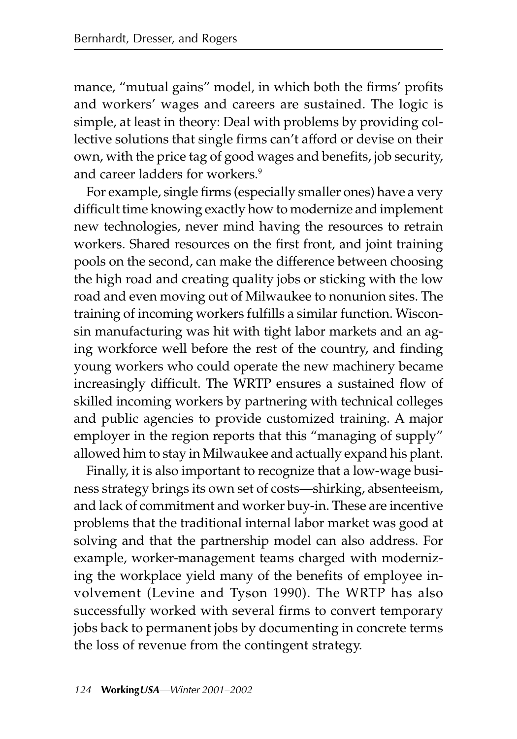mance, "mutual gains" model, in which both the firms' profits and workers' wages and careers are sustained. The logic is simple, at least in theory: Deal with problems by providing collective solutions that single firms can't afford or devise on their own, with the price tag of good wages and benefits, job security, and career ladders for workers.[9]

For example, single firms (especially smaller ones) have a very difficult time knowing exactly how to modernize and implement new technologies, never mind having the resources to retrain workers. Shared resources on the first front, and joint training pools on the second, can make the difference between choosing the high road and creating quality jobs or sticking with the low road and even moving out of Milwaukee to nonunion sites. The training of incoming workers fulfills a similar function. Wisconsin manufacturing was hit with tight labor markets and an aging workforce well before the rest of the country, and finding young workers who could operate the new machinery became increasingly difficult. The WRTP ensures a sustained flow of skilled incoming workers by partnering with technical colleges and public agencies to provide customized training. A major employer in the region reports that this "managing of supply" allowed him to stay in Milwaukee and actually expand his plant.

Finally, it is also important to recognize that a low-wage business strategy brings its own set of costs—shirking, absenteeism, and lack of commitment and worker buy-in. These are incentive problems that the traditional internal labor market was good at solving and that the partnership model can also address. For example, worker-management teams charged with modernizing the workplace yield many of the benefits of employee involvement (Levine and Tyson 1990). The WRTP has also successfully worked with several firms to convert temporary jobs back to permanent jobs by documenting in concrete terms the loss of revenue from the contingent strategy.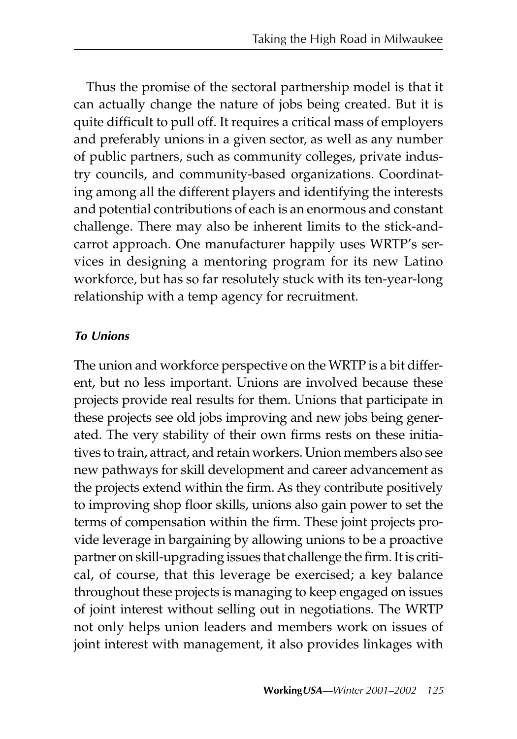Thus the promise of the sectoral partnership model is that it can actually change the nature of jobs being created. But it is quite difficult to pull off. It requires a critical mass of employers and preferably unions in a given sector, as well as any number of public partners, such as community colleges, private industry councils, and community-based organizations. Coordinating among all the different players and identifying the interests and potential contributions of each is an enormous and constant challenge. There may also be inherent limits to the stick-and-carrot approach. One manufacturer happily uses WRTP's services in designing a mentoring program for its new Latino workforce, but has so far resolutely stuck with its ten-year-long relationship with a temp agency for recruitment.

### *To Unions*

The union and workforce perspective on the WRTP is a bit different, but no less important. Unions are involved because these projects provide real results for them. Unions that participate in these projects see old jobs improving and new jobs being generated. The very stability of their own firms rests on these initiatives to train, attract, and retain workers. Union members also see new pathways for skill development and career advancement as the projects extend within the firm. As they contribute positively to improving shop floor skills, unions also gain power to set the terms of compensation within the firm. These joint projects provide leverage in bargaining by allowing unions to be a proactive partner on skill-upgrading issues that challenge the firm. It is critical, of course, that this leverage be exercised; a key balance throughout these projects is managing to keep engaged on issues of joint interest without selling out in negotiations. The WRTP not only helps union leaders and members work on issues of joint interest with management, it also provides linkages with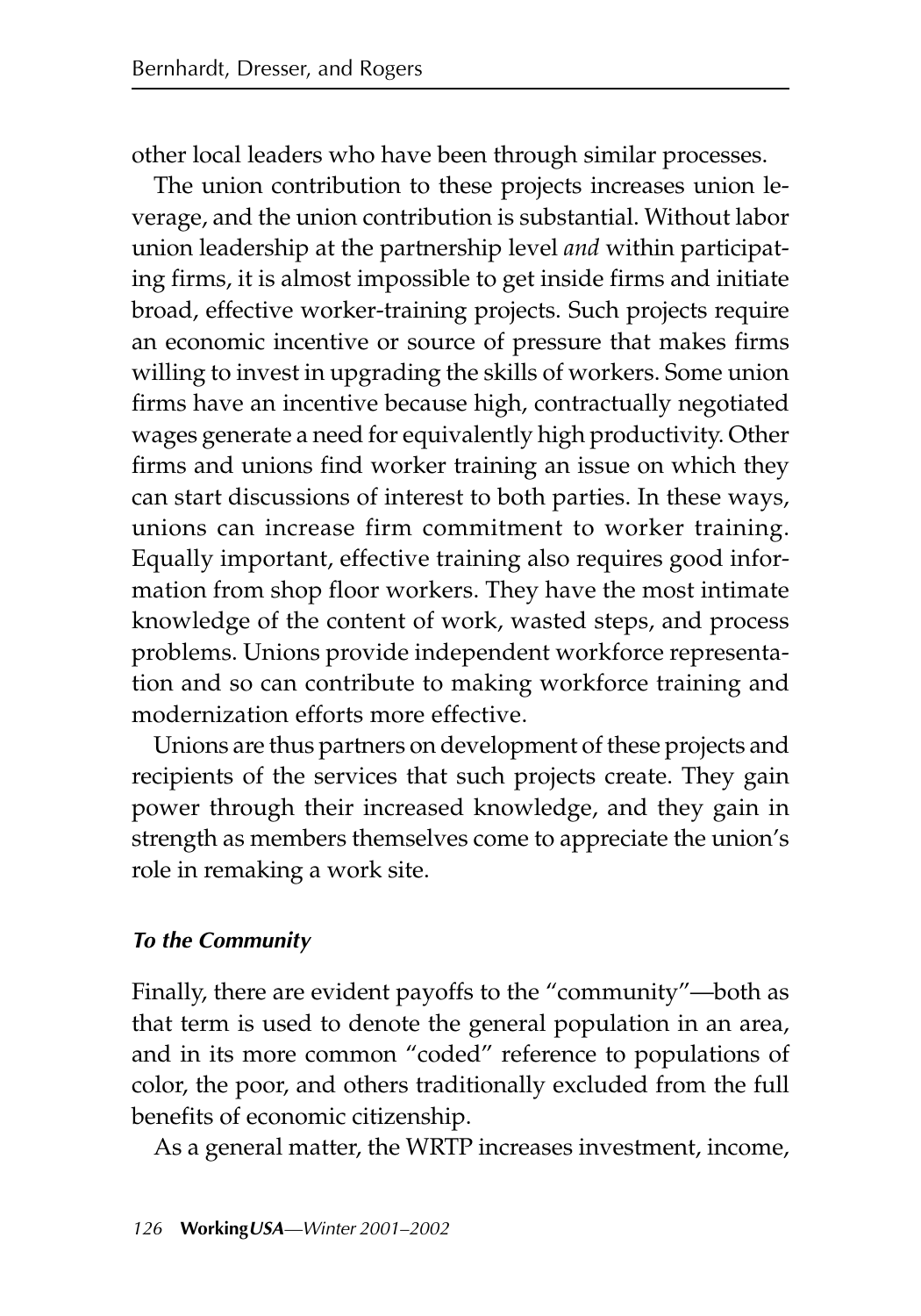other local leaders who have been through similar processes.

The union contribution to these projects increases union leverage, and the union contribution is substantial. Without labor union leadership at the partnership level *and* within participating firms, it is almost impossible to get inside firms and initiate broad, effective worker-training projects. Such projects require an economic incentive or source of pressure that makes firms willing to invest in upgrading the skills of workers. Some union firms have an incentive because high, contractually negotiated wages generate a need for equivalently high productivity. Other firms and unions find worker training an issue on which they can start discussions of interest to both parties. In these ways, unions can increase firm commitment to worker training. Equally important, effective training also requires good information from shop floor workers. They have the most intimate knowledge of the content of work, wasted steps, and process problems. Unions provide independent workforce representation and so can contribute to making workforce training and modernization efforts more effective.

Unions are thus partners on development of these projects and recipients of the services that such projects create. They gain power through their increased knowledge, and they gain in strength as members themselves come to appreciate the union's role in remaking a work site.

#### *To the Community*

Finally, there are evident payoffs to the "community"—both as that term is used to denote the general population in an area, and in its more common "coded" reference to populations of color, the poor, and others traditionally excluded from the full benefits of economic citizenship.

As a general matter, the WRTP increases investment, income,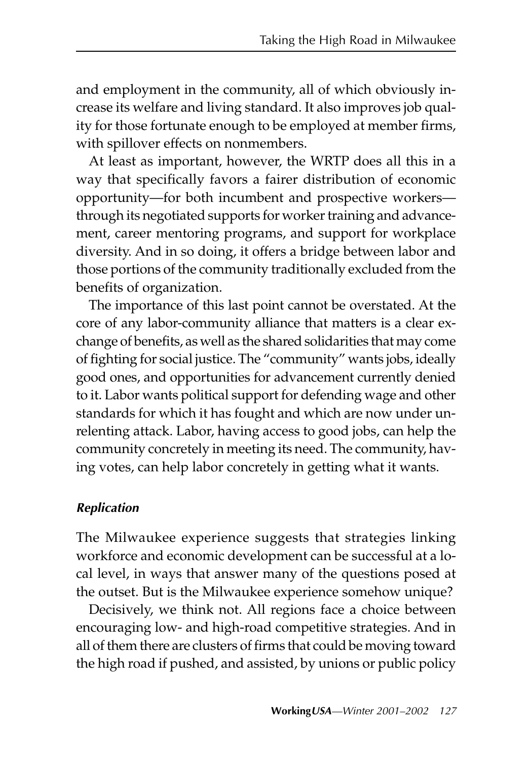and employment in the community, all of which obviously increase its welfare and living standard. It also improves job quality for those fortunate enough to be employed at member firms, with spillover effects on nonmembers.

At least as important, however, the WRTP does all this in a way that specifically favors a fairer distribution of economic opportunity—for both incumbent and prospective workers—through its negotiated supports for worker training and advancement, career mentoring programs, and support for workplace diversity. And in so doing, it offers a bridge between labor and those portions of the community traditionally excluded from the benefits of organization.

The importance of this last point cannot be overstated. At the core of any labor-community alliance that matters is a clear exchange of benefits, as well as the shared solidarities that may come of fighting for social justice. The "community" wants jobs, ideally good ones, and opportunities for advancement currently denied to it. Labor wants political support for defending wage and other standards for which it has fought and which are now under unrelenting attack. Labor, having access to good jobs, can help the community concretely in meeting its need. The community, having votes, can help labor concretely in getting what it wants.

### *Replication*

The Milwaukee experience suggests that strategies linking workforce and economic development can be successful at a local level, in ways that answer many of the questions posed at the outset. But is the Milwaukee experience somehow unique?

Decisively, we think not. All regions face a choice between encouraging low- and high-road competitive strategies. And in all of them there are clusters of firms that could be moving toward the high road if pushed, and assisted, by unions or public policy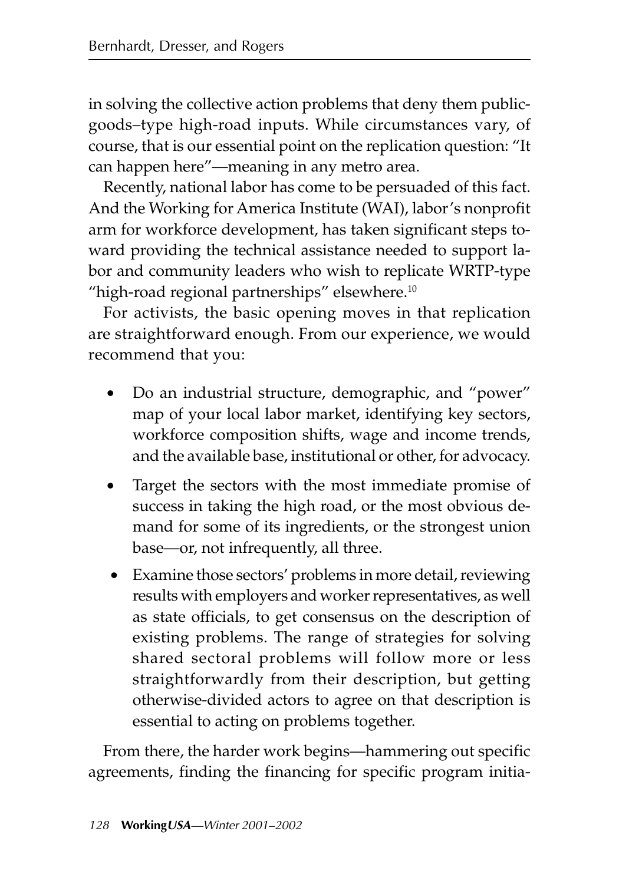in solving the collective action problems that deny them public-goods–type high-road inputs. While circumstances vary, of course, that is our essential point on the replication question: "It can happen here"—meaning in any metro area.

Recently, national labor has come to be persuaded of this fact. And the Working for America Institute (WAI), labor's nonprofit arm for workforce development, has taken significant steps toward providing the technical assistance needed to support labor and community leaders who wish to replicate WRTP-type "high-road regional partnerships" elsewhere.[10]

For activists, the basic opening moves in that replication are straightforward enough. From our experience, we would recommend that you:

- Do an industrial structure, demographic, and "power" map of your local labor market, identifying key sectors, workforce composition shifts, wage and income trends, and the available base, institutional or other, for advocacy.
- Target the sectors with the most immediate promise of success in taking the high road, or the most obvious demand for some of its ingredients, or the strongest union base—or, not infrequently, all three.
- Examine those sectors' problems in more detail, reviewing results with employers and worker representatives, as well as state officials, to get consensus on the description of existing problems. The range of strategies for solving shared sectoral problems will follow more or less straightforwardly from their description, but getting otherwise-divided actors to agree on that description is essential to acting on problems together.

From there, the harder work begins—hammering out specific agreements, finding the financing for specific program initia-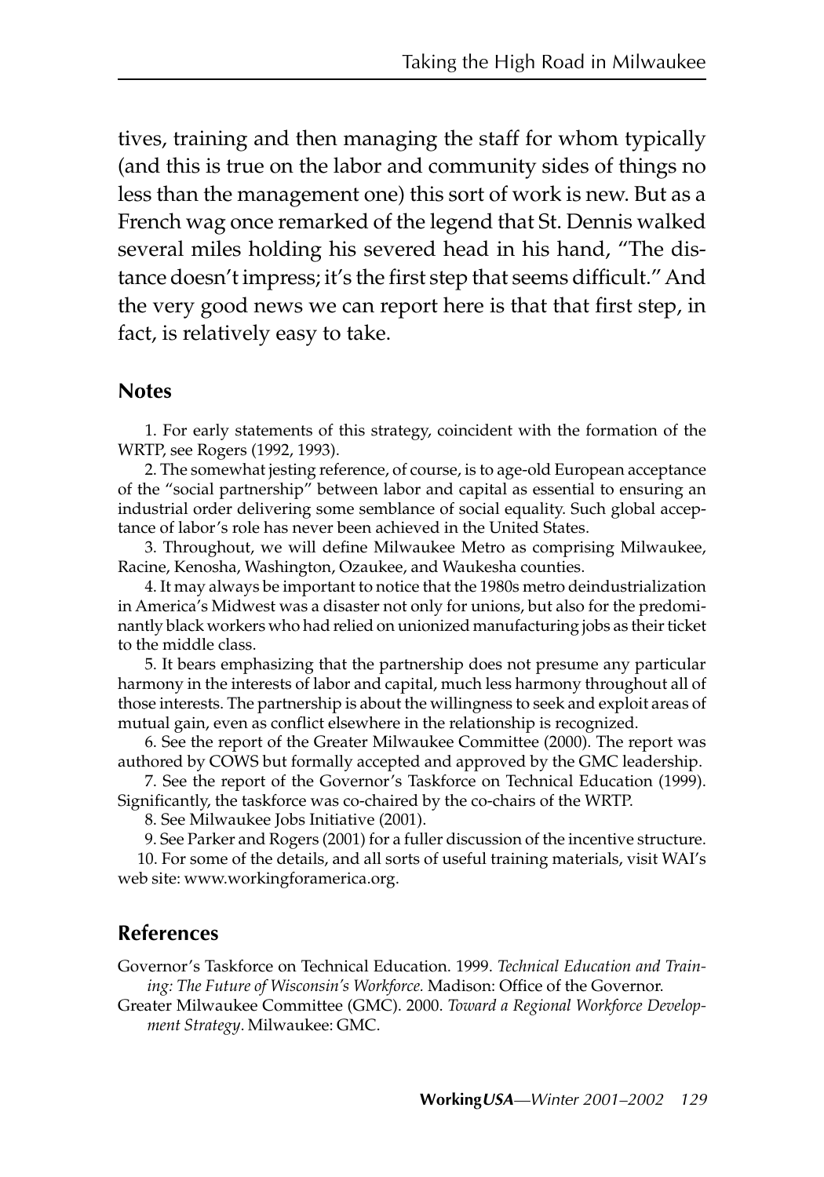tives, training and then managing the staff for whom typically (and this is true on the labor and community sides of things no less than the management one) this sort of work is new. But as a French wag once remarked of the legend that St. Dennis walked several miles holding his severed head in his hand, "The distance doesn't impress; it's the first step that seems difficult." And the very good news we can report here is that that first step, in fact, is relatively easy to take.

## Notes

1. For early statements of this strategy, coincident with the formation of the WRTP, see Rogers (1992, 1993).

2. The somewhat jesting reference, of course, is to age-old European acceptance of the "social partnership" between labor and capital as essential to ensuring an industrial order delivering some semblance of social equality. Such global acceptance of labor's role has never been achieved in the United States.

3. Throughout, we will define Milwaukee Metro as comprising Milwaukee, Racine, Kenosha, Washington, Ozaukee, and Waukesha counties.

4. It may always be important to notice that the 1980s metro deindustrialization in America's Midwest was a disaster not only for unions, but also for the predominantly black workers who had relied on unionized manufacturing jobs as their ticket to the middle class.

5. It bears emphasizing that the partnership does not presume any particular harmony in the interests of labor and capital, much less harmony throughout all of those interests. The partnership is about the willingness to seek and exploit areas of mutual gain, even as conflict elsewhere in the relationship is recognized.

6. See the report of the Greater Milwaukee Committee (2000). The report was authored by COWS but formally accepted and approved by the GMC leadership.

7. See the report of the Governor's Taskforce on Technical Education (1999). Significantly, the taskforce was co-chaired by the co-chairs of the WRTP.

8. See Milwaukee Jobs Initiative (2001).

9. See Parker and Rogers (2001) for a fuller discussion of the incentive structure.

10. For some of the details, and all sorts of useful training materials, visit WAI's web site: www.workingforamerica.org.

## References

Governor's Taskforce on Technical Education. 1999. *Technical Education and Training: The Future of Wisconsin's Workforce.* Madison: Office of the Governor.

Greater Milwaukee Committee (GMC). 2000. *Toward a Regional Workforce Development Strategy*. Milwaukee: GMC.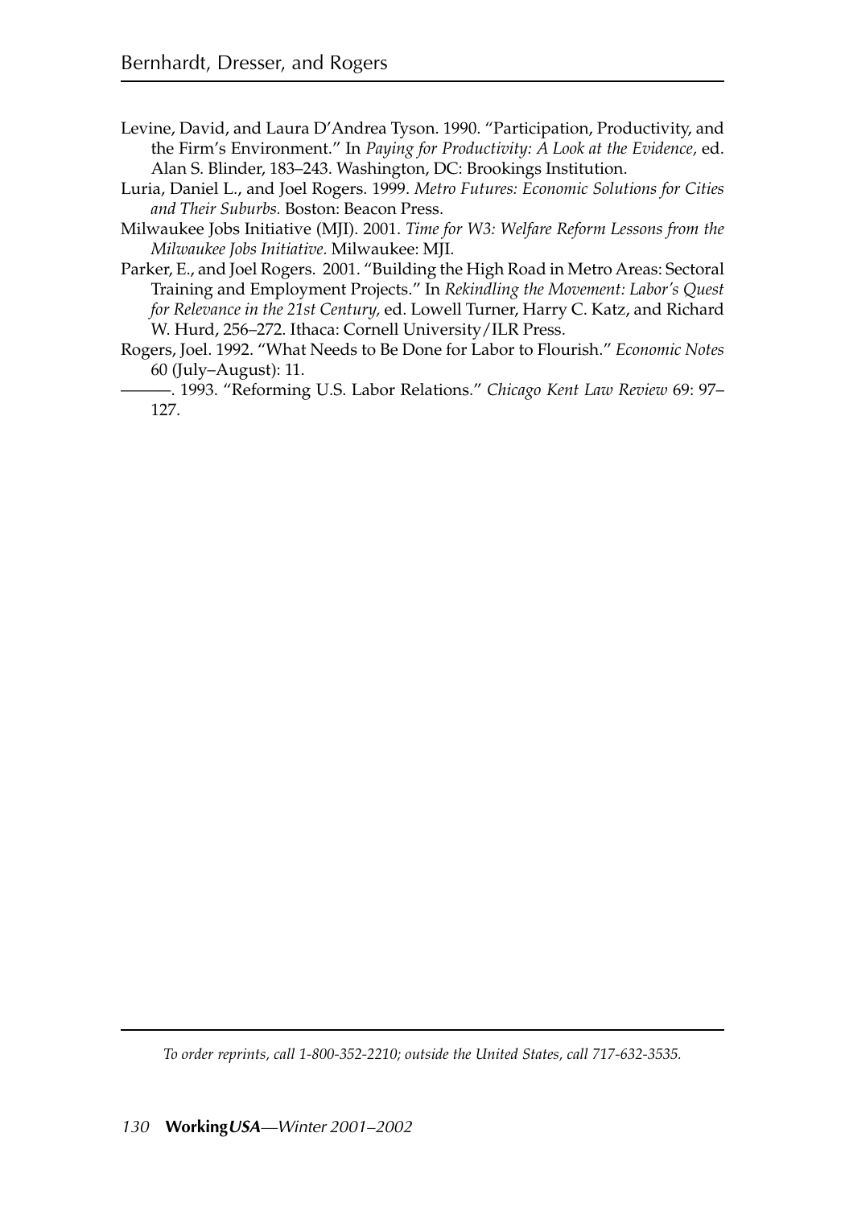Levine, David, and Laura D'Andrea Tyson. 1990. "Participation, Productivity, and the Firm's Environment." In *Paying for Productivity: A Look at the Evidence,* ed. Alan S. Blinder, 183–243. Washington, DC: Brookings Institution.

Luria, Daniel L., and Joel Rogers. 1999. *Metro Futures: Economic Solutions for Cities and Their Suburbs.* Boston: Beacon Press.

Milwaukee Jobs Initiative (MJI). 2001. *Time for W3: Welfare Reform Lessons from the Milwaukee Jobs Initiative.* Milwaukee: MJI.

Parker, E., and Joel Rogers. 2001. "Building the High Road in Metro Areas: Sectoral Training and Employment Projects." In *Rekindling the Movement: Labor's Quest for Relevance in the 21st Century,* ed. Lowell Turner, Harry C. Katz, and Richard W. Hurd, 256–272. Ithaca: Cornell University/ILR Press.

Rogers, Joel. 1992. "What Needs to Be Done for Labor to Flourish." *Economic Notes* 60 (July–August): 11.

———. 1993. "Reforming U.S. Labor Relations." *Chicago Kent Law Review* 69: 97–127.

*To order reprints, call 1-800-352-2210; outside the United States, call 717-632-3535.*